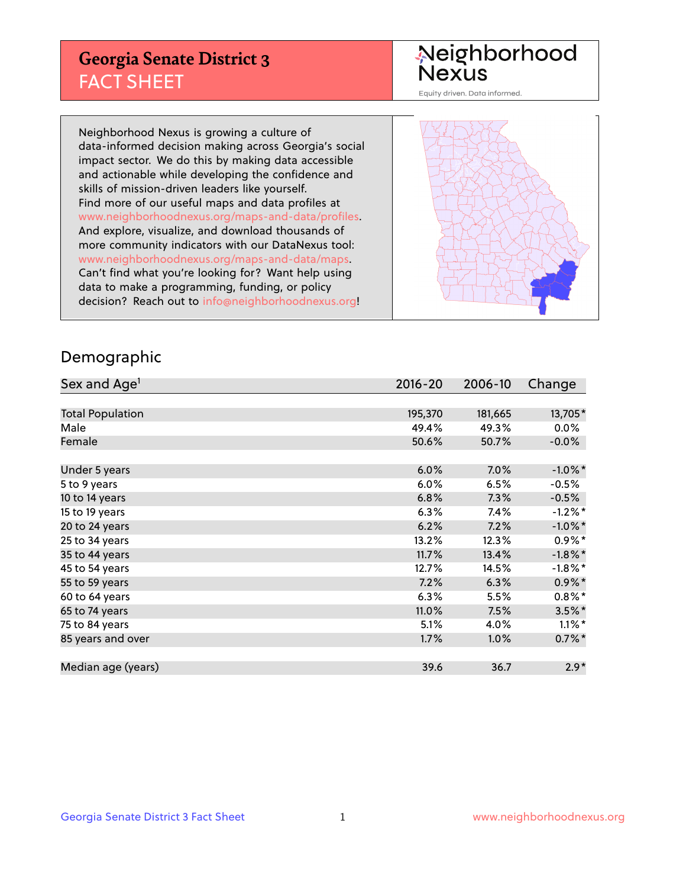# Georgia Senate District 3
## FACT SHEET

Neighborhood Nexus

Equity driven. Data informed.

Neighborhood Nexus is growing a culture of data-informed decision making across Georgia's social impact sector. We do this by making data accessible and actionable while developing the confidence and skills of mission-driven leaders like yourself. Find more of our useful maps and data profiles at www.neighborhoodnexus.org/maps-and-data/profiles. And explore, visualize, and download thousands of more community indicators with our DataNexus tool: www.neighborhoodnexus.org/maps-and-data/maps. Can't find what you're looking for? Want help using data to make a programming, funding, or policy decision? Reach out to info@neighborhoodnexus.org!

## Demographic

| Sex and Age[1] | 2016-20 | 2006-10 | Change |
|---|---|---|---|
| Total Population | 195,370 | 181,665 | 13,705* |
| Male | 49.4% | 49.3% | 0.0% |
| Female | 50.6% | 50.7% | -0.0% |
| Under 5 years | 6.0% | 7.0% | -1.0%* |
| 5 to 9 years | 6.0% | 6.5% | -0.5% |
| 10 to 14 years | 6.8% | 7.3% | -0.5% |
| 15 to 19 years | 6.3% | 7.4% | -1.2%* |
| 20 to 24 years | 6.2% | 7.2% | -1.0%* |
| 25 to 34 years | 13.2% | 12.3% | 0.9%* |
| 35 to 44 years | 11.7% | 13.4% | -1.8%* |
| 45 to 54 years | 12.7% | 14.5% | -1.8%* |
| 55 to 59 years | 7.2% | 6.3% | 0.9%* |
| 60 to 64 years | 6.3% | 5.5% | 0.8%* |
| 65 to 74 years | 11.0% | 7.5% | 3.5%* |
| 75 to 84 years | 5.1% | 4.0% | 1.1%* |
| 85 years and over | 1.7% | 1.0% | 0.7%* |
| Median age (years) | 39.6 | 36.7 | 2.9* |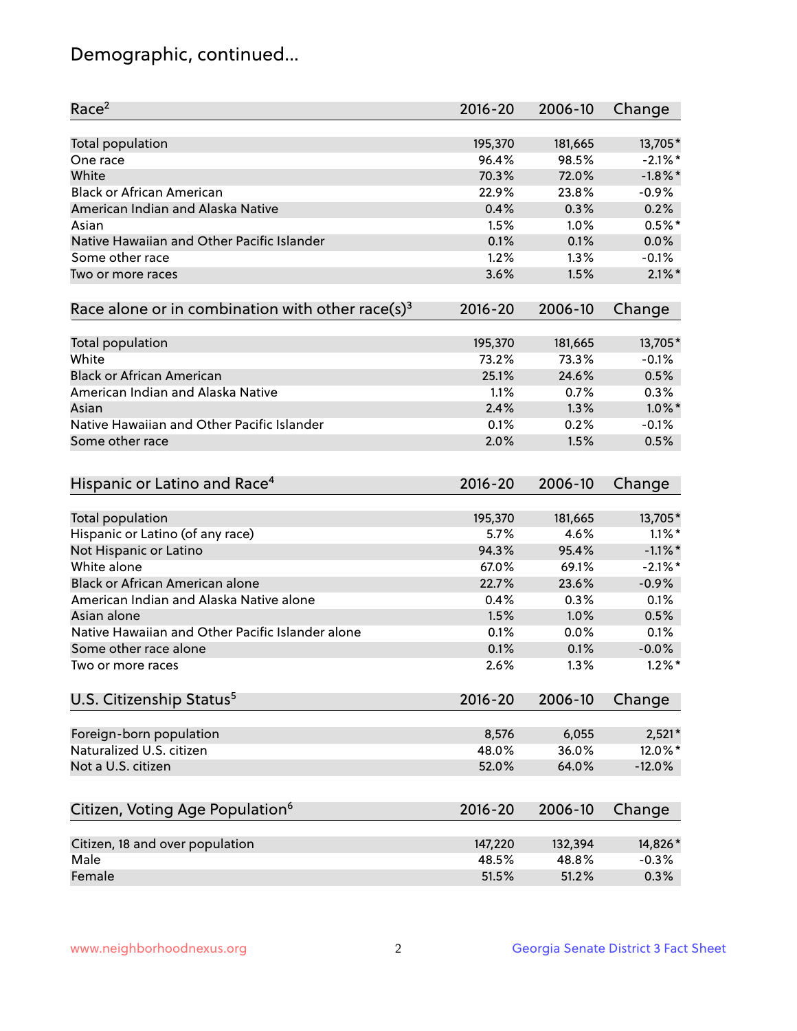# Demographic, continued...

| Race[2] | 2016-20 | 2006-10 | Change |
|---|---|---|---|
| Total population | 195,370 | 181,665 | 13,705* |
| One race | 96.4% | 98.5% | -2.1%* |
| White | 70.3% | 72.0% | -1.8%* |
| Black or African American | 22.9% | 23.8% | -0.9% |
| American Indian and Alaska Native | 0.4% | 0.3% | 0.2% |
| Asian | 1.5% | 1.0% | 0.5%* |
| Native Hawaiian and Other Pacific Islander | 0.1% | 0.1% | 0.0% |
| Some other race | 1.2% | 1.3% | -0.1% |
| Two or more races | 3.6% | 1.5% | 2.1%* |

| Race alone or in combination with other race(s)[3] | 2016-20 | 2006-10 | Change |
|---|---|---|---|
| Total population | 195,370 | 181,665 | 13,705* |
| White | 73.2% | 73.3% | -0.1% |
| Black or African American | 25.1% | 24.6% | 0.5% |
| American Indian and Alaska Native | 1.1% | 0.7% | 0.3% |
| Asian | 2.4% | 1.3% | 1.0%* |
| Native Hawaiian and Other Pacific Islander | 0.1% | 0.2% | -0.1% |
| Some other race | 2.0% | 1.5% | 0.5% |

| Hispanic or Latino and Race[4] | 2016-20 | 2006-10 | Change |
|---|---|---|---|
| Total population | 195,370 | 181,665 | 13,705* |
| Hispanic or Latino (of any race) | 5.7% | 4.6% | 1.1%* |
| Not Hispanic or Latino | 94.3% | 95.4% | -1.1%* |
| White alone | 67.0% | 69.1% | -2.1%* |
| Black or African American alone | 22.7% | 23.6% | -0.9% |
| American Indian and Alaska Native alone | 0.4% | 0.3% | 0.1% |
| Asian alone | 1.5% | 1.0% | 0.5% |
| Native Hawaiian and Other Pacific Islander alone | 0.1% | 0.0% | 0.1% |
| Some other race alone | 0.1% | 0.1% | -0.0% |
| Two or more races | 2.6% | 1.3% | 1.2%* |

| U.S. Citizenship Status[5] | 2016-20 | 2006-10 | Change |
|---|---|---|---|
| Foreign-born population | 8,576 | 6,055 | 2,521* |
| Naturalized U.S. citizen | 48.0% | 36.0% | 12.0%* |
| Not a U.S. citizen | 52.0% | 64.0% | -12.0% |

| Citizen, Voting Age Population[6] | 2016-20 | 2006-10 | Change |
|---|---|---|---|
| Citizen, 18 and over population | 147,220 | 132,394 | 14,826* |
| Male | 48.5% | 48.8% | -0.3% |
| Female | 51.5% | 51.2% | 0.3% |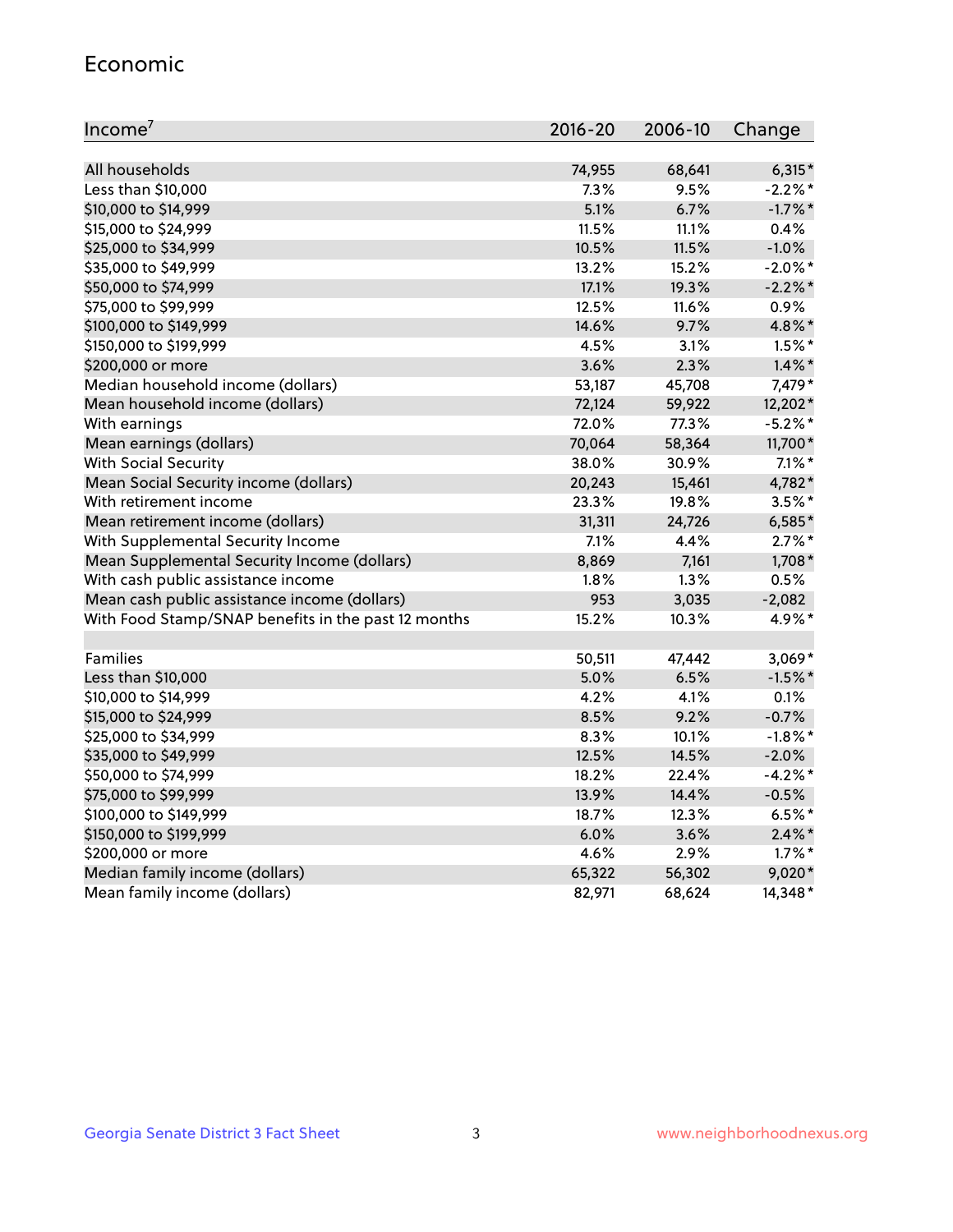## Economic

| Income[7] | 2016-20 | 2006-10 | Change |
|---|---|---|---|
| All households | 74,955 | 68,641 | 6,315* |
| Less than $10,000 | 7.3% | 9.5% | -2.2%* |
| $10,000 to $14,999 | 5.1% | 6.7% | -1.7%* |
| $15,000 to $24,999 | 11.5% | 11.1% | 0.4% |
| $25,000 to $34,999 | 10.5% | 11.5% | -1.0% |
| $35,000 to $49,999 | 13.2% | 15.2% | -2.0%* |
| $50,000 to $74,999 | 17.1% | 19.3% | -2.2%* |
| $75,000 to $99,999 | 12.5% | 11.6% | 0.9% |
| $100,000 to $149,999 | 14.6% | 9.7% | 4.8%* |
| $150,000 to $199,999 | 4.5% | 3.1% | 1.5%* |
| $200,000 or more | 3.6% | 2.3% | 1.4%* |
| Median household income (dollars) | 53,187 | 45,708 | 7,479* |
| Mean household income (dollars) | 72,124 | 59,922 | 12,202* |
| With earnings | 72.0% | 77.3% | -5.2%* |
| Mean earnings (dollars) | 70,064 | 58,364 | 11,700* |
| With Social Security | 38.0% | 30.9% | 7.1%* |
| Mean Social Security income (dollars) | 20,243 | 15,461 | 4,782* |
| With retirement income | 23.3% | 19.8% | 3.5%* |
| Mean retirement income (dollars) | 31,311 | 24,726 | 6,585* |
| With Supplemental Security Income | 7.1% | 4.4% | 2.7%* |
| Mean Supplemental Security Income (dollars) | 8,869 | 7,161 | 1,708* |
| With cash public assistance income | 1.8% | 1.3% | 0.5% |
| Mean cash public assistance income (dollars) | 953 | 3,035 | -2,082 |
| With Food Stamp/SNAP benefits in the past 12 months | 15.2% | 10.3% | 4.9%* |
| | | | |
| Families | 50,511 | 47,442 | 3,069* |
| Less than $10,000 | 5.0% | 6.5% | -1.5%* |
| $10,000 to $14,999 | 4.2% | 4.1% | 0.1% |
| $15,000 to $24,999 | 8.5% | 9.2% | -0.7% |
| $25,000 to $34,999 | 8.3% | 10.1% | -1.8%* |
| $35,000 to $49,999 | 12.5% | 14.5% | -2.0% |
| $50,000 to $74,999 | 18.2% | 22.4% | -4.2%* |
| $75,000 to $99,999 | 13.9% | 14.4% | -0.5% |
| $100,000 to $149,999 | 18.7% | 12.3% | 6.5%* |
| $150,000 to $199,999 | 6.0% | 3.6% | 2.4%* |
| $200,000 or more | 4.6% | 2.9% | 1.7%* |
| Median family income (dollars) | 65,322 | 56,302 | 9,020* |
| Mean family income (dollars) | 82,971 | 68,624 | 14,348* |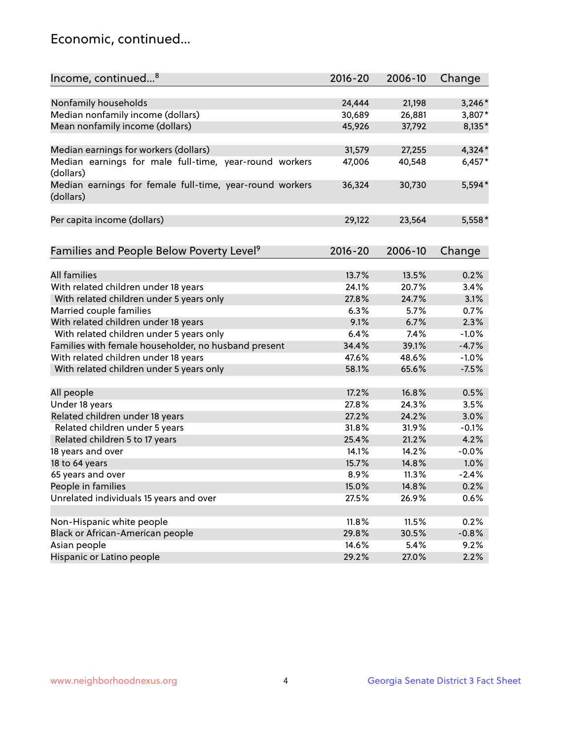## Economic, continued...

| Income, continued...[8] | 2016-20 | 2006-10 | Change |
|---|---|---|---|
| Nonfamily households | 24,444 | 21,198 | 3,246* |
| Median nonfamily income (dollars) | 30,689 | 26,881 | 3,807* |
| Mean nonfamily income (dollars) | 45,926 | 37,792 | 8,135* |
| Median earnings for workers (dollars) | 31,579 | 27,255 | 4,324* |
| Median earnings for male full-time, year-round workers (dollars) | 47,006 | 40,548 | 6,457* |
| Median earnings for female full-time, year-round workers (dollars) | 36,324 | 30,730 | 5,594* |
| Per capita income (dollars) | 29,122 | 23,564 | 5,558* |

| Families and People Below Poverty Level[9] | 2016-20 | 2006-10 | Change |
|---|---|---|---|
| All families | 13.7% | 13.5% | 0.2% |
| With related children under 18 years | 24.1% | 20.7% | 3.4% |
| With related children under 5 years only | 27.8% | 24.7% | 3.1% |
| Married couple families | 6.3% | 5.7% | 0.7% |
| With related children under 18 years | 9.1% | 6.7% | 2.3% |
| With related children under 5 years only | 6.4% | 7.4% | -1.0% |
| Families with female householder, no husband present | 34.4% | 39.1% | -4.7% |
| With related children under 18 years | 47.6% | 48.6% | -1.0% |
| With related children under 5 years only | 58.1% | 65.6% | -7.5% |
| All people | 17.2% | 16.8% | 0.5% |
| Under 18 years | 27.8% | 24.3% | 3.5% |
| Related children under 18 years | 27.2% | 24.2% | 3.0% |
| Related children under 5 years | 31.8% | 31.9% | -0.1% |
| Related children 5 to 17 years | 25.4% | 21.2% | 4.2% |
| 18 years and over | 14.1% | 14.2% | -0.0% |
| 18 to 64 years | 15.7% | 14.8% | 1.0% |
| 65 years and over | 8.9% | 11.3% | -2.4% |
| People in families | 15.0% | 14.8% | 0.2% |
| Unrelated individuals 15 years and over | 27.5% | 26.9% | 0.6% |
| Non-Hispanic white people | 11.8% | 11.5% | 0.2% |
| Black or African-American people | 29.8% | 30.5% | -0.8% |
| Asian people | 14.6% | 5.4% | 9.2% |
| Hispanic or Latino people | 29.2% | 27.0% | 2.2% |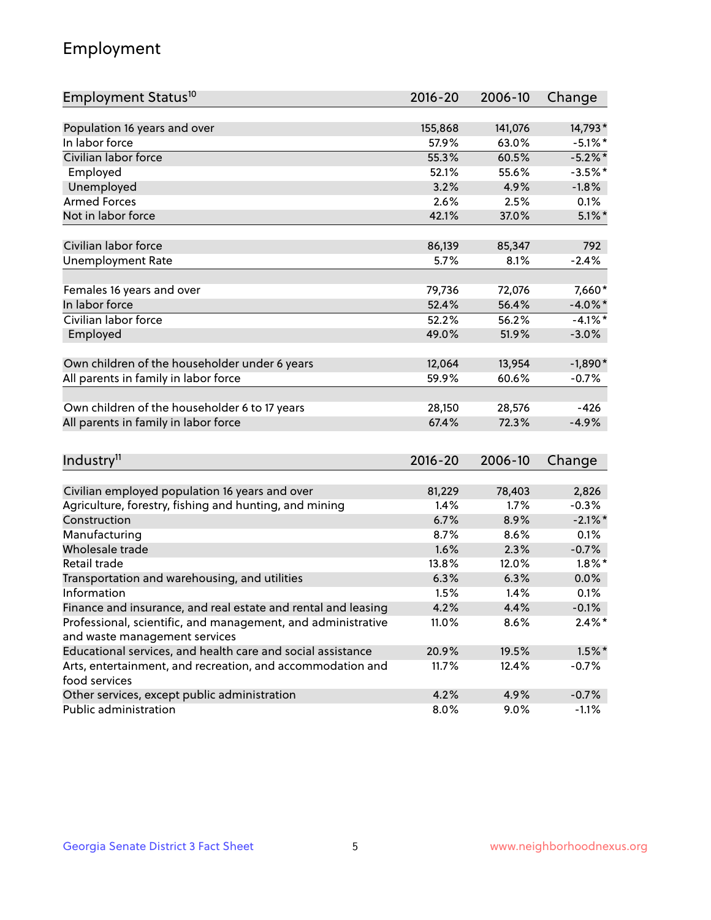# Employment

| Employment Status[10] | 2016-20 | 2006-10 | Change |
|---|---|---|---|
| Population 16 years and over | 155,868 | 141,076 | 14,793* |
| In labor force | 57.9% | 63.0% | -5.1%* |
| Civilian labor force | 55.3% | 60.5% | -5.2%* |
| Employed | 52.1% | 55.6% | -3.5%* |
| Unemployed | 3.2% | 4.9% | -1.8% |
| Armed Forces | 2.6% | 2.5% | 0.1% |
| Not in labor force | 42.1% | 37.0% | 5.1%* |
| | | | |
| Civilian labor force | 86,139 | 85,347 | 792 |
| Unemployment Rate | 5.7% | 8.1% | -2.4% |
| | | | |
| Females 16 years and over | 79,736 | 72,076 | 7,660* |
| In labor force | 52.4% | 56.4% | -4.0%* |
| Civilian labor force | 52.2% | 56.2% | -4.1%* |
| Employed | 49.0% | 51.9% | -3.0% |
| | | | |
| Own children of the householder under 6 years | 12,064 | 13,954 | -1,890* |
| All parents in family in labor force | 59.9% | 60.6% | -0.7% |
| | | | |
| Own children of the householder 6 to 17 years | 28,150 | 28,576 | -426 |
| All parents in family in labor force | 67.4% | 72.3% | -4.9% |

| Industry[11] | 2016-20 | 2006-10 | Change |
|---|---|---|---|
| Civilian employed population 16 years and over | 81,229 | 78,403 | 2,826 |
| Agriculture, forestry, fishing and hunting, and mining | 1.4% | 1.7% | -0.3% |
| Construction | 6.7% | 8.9% | -2.1%* |
| Manufacturing | 8.7% | 8.6% | 0.1% |
| Wholesale trade | 1.6% | 2.3% | -0.7% |
| Retail trade | 13.8% | 12.0% | 1.8%* |
| Transportation and warehousing, and utilities | 6.3% | 6.3% | 0.0% |
| Information | 1.5% | 1.4% | 0.1% |
| Finance and insurance, and real estate and rental and leasing | 4.2% | 4.4% | -0.1% |
| Professional, scientific, and management, and administrative and waste management services | 11.0% | 8.6% | 2.4%* |
| Educational services, and health care and social assistance | 20.9% | 19.5% | 1.5%* |
| Arts, entertainment, and recreation, and accommodation and food services | 11.7% | 12.4% | -0.7% |
| Other services, except public administration | 4.2% | 4.9% | -0.7% |
| Public administration | 8.0% | 9.0% | -1.1% |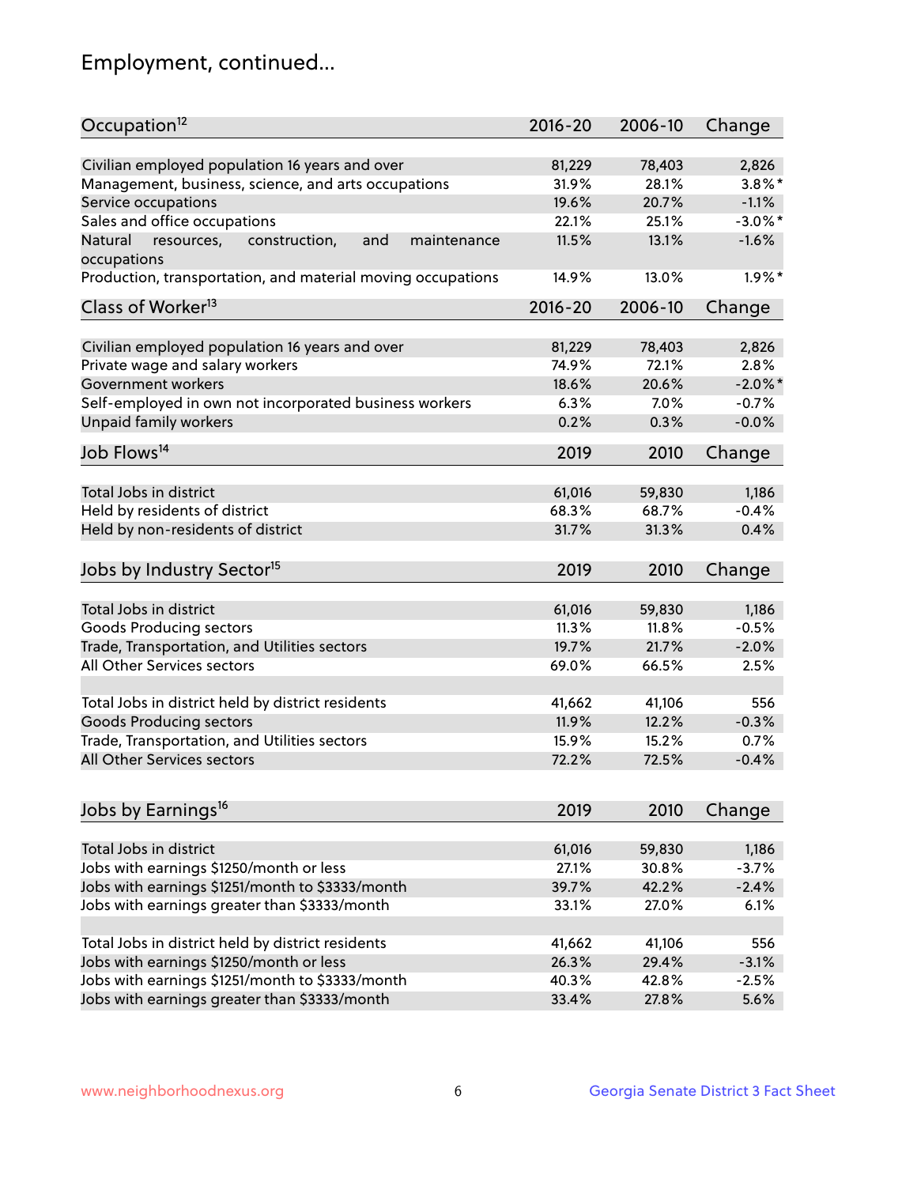# Employment, continued...

| Occupation[12] | 2016-20 | 2006-10 | Change |
|---|---|---|---|
| Civilian employed population 16 years and over | 81,229 | 78,403 | 2,826 |
| Management, business, science, and arts occupations | 31.9% | 28.1% | 3.8%* |
| Service occupations | 19.6% | 20.7% | -1.1% |
| Sales and office occupations | 22.1% | 25.1% | -3.0%* |
| Natural resources, construction, and maintenance occupations | 11.5% | 13.1% | -1.6% |
| Production, transportation, and material moving occupations | 14.9% | 13.0% | 1.9%* |

| Class of Worker[13] | 2016-20 | 2006-10 | Change |
|---|---|---|---|
| Civilian employed population 16 years and over | 81,229 | 78,403 | 2,826 |
| Private wage and salary workers | 74.9% | 72.1% | 2.8% |
| Government workers | 18.6% | 20.6% | -2.0%* |
| Self-employed in own not incorporated business workers | 6.3% | 7.0% | -0.7% |
| Unpaid family workers | 0.2% | 0.3% | -0.0% |

| Job Flows[14] | 2019 | 2010 | Change |
|---|---|---|---|
| Total Jobs in district | 61,016 | 59,830 | 1,186 |
| Held by residents of district | 68.3% | 68.7% | -0.4% |
| Held by non-residents of district | 31.7% | 31.3% | 0.4% |

| Jobs by Industry Sector[15] | 2019 | 2010 | Change |
|---|---|---|---|
| Total Jobs in district | 61,016 | 59,830 | 1,186 |
| Goods Producing sectors | 11.3% | 11.8% | -0.5% |
| Trade, Transportation, and Utilities sectors | 19.7% | 21.7% | -2.0% |
| All Other Services sectors | 69.0% | 66.5% | 2.5% |
| | | | |
| Total Jobs in district held by district residents | 41,662 | 41,106 | 556 |
| Goods Producing sectors | 11.9% | 12.2% | -0.3% |
| Trade, Transportation, and Utilities sectors | 15.9% | 15.2% | 0.7% |
| All Other Services sectors | 72.2% | 72.5% | -0.4% |

| Jobs by Earnings[16] | 2019 | 2010 | Change |
|---|---|---|---|
| Total Jobs in district | 61,016 | 59,830 | 1,186 |
| Jobs with earnings $1250/month or less | 27.1% | 30.8% | -3.7% |
| Jobs with earnings $1251/month to $3333/month | 39.7% | 42.2% | -2.4% |
| Jobs with earnings greater than $3333/month | 33.1% | 27.0% | 6.1% |
| | | | |
| Total Jobs in district held by district residents | 41,662 | 41,106 | 556 |
| Jobs with earnings $1250/month or less | 26.3% | 29.4% | -3.1% |
| Jobs with earnings $1251/month to $3333/month | 40.3% | 42.8% | -2.5% |
| Jobs with earnings greater than $3333/month | 33.4% | 27.8% | 5.6% |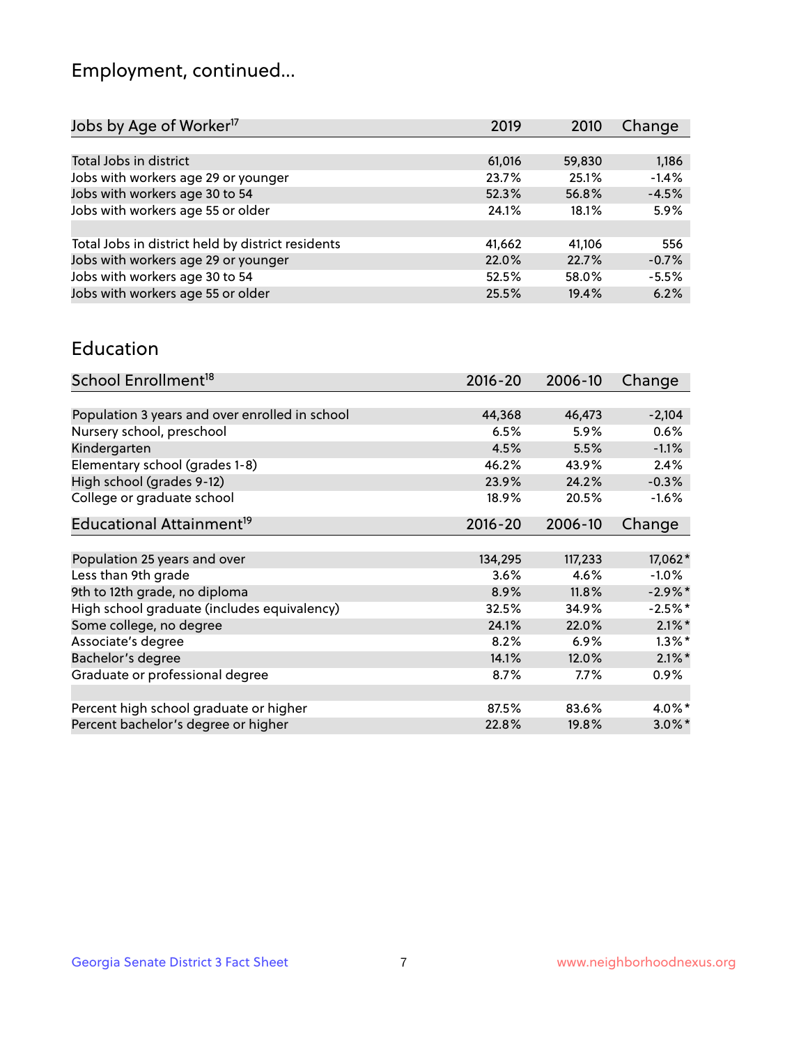## Employment, continued...

| Jobs by Age of Worker[17] | 2019 | 2010 | Change |
|---|---|---|---|
| | | | |
| Total Jobs in district | 61,016 | 59,830 | 1,186 |
| Jobs with workers age 29 or younger | 23.7% | 25.1% | -1.4% |
| Jobs with workers age 30 to 54 | 52.3% | 56.8% | -4.5% |
| Jobs with workers age 55 or older | 24.1% | 18.1% | 5.9% |
| | | | |
| Total Jobs in district held by district residents | 41,662 | 41,106 | 556 |
| Jobs with workers age 29 or younger | 22.0% | 22.7% | -0.7% |
| Jobs with workers age 30 to 54 | 52.5% | 58.0% | -5.5% |
| Jobs with workers age 55 or older | 25.5% | 19.4% | 6.2% |

## Education

| School Enrollment[18] | 2016-20 | 2006-10 | Change |
|---|---|---|---|
| | | | |
| Population 3 years and over enrolled in school | 44,368 | 46,473 | -2,104 |
| Nursery school, preschool | 6.5% | 5.9% | 0.6% |
| Kindergarten | 4.5% | 5.5% | -1.1% |
| Elementary school (grades 1-8) | 46.2% | 43.9% | 2.4% |
| High school (grades 9-12) | 23.9% | 24.2% | -0.3% |
| College or graduate school | 18.9% | 20.5% | -1.6% |

| Educational Attainment[19] | 2016-20 | 2006-10 | Change |
|---|---|---|---|
| | | | |
| Population 25 years and over | 134,295 | 117,233 | 17,062* |
| Less than 9th grade | 3.6% | 4.6% | -1.0% |
| 9th to 12th grade, no diploma | 8.9% | 11.8% | -2.9%* |
| High school graduate (includes equivalency) | 32.5% | 34.9% | -2.5%* |
| Some college, no degree | 24.1% | 22.0% | 2.1%* |
| Associate's degree | 8.2% | 6.9% | 1.3%* |
| Bachelor's degree | 14.1% | 12.0% | 2.1%* |
| Graduate or professional degree | 8.7% | 7.7% | 0.9% |
| | | | |
| Percent high school graduate or higher | 87.5% | 83.6% | 4.0%* |
| Percent bachelor's degree or higher | 22.8% | 19.8% | 3.0%* |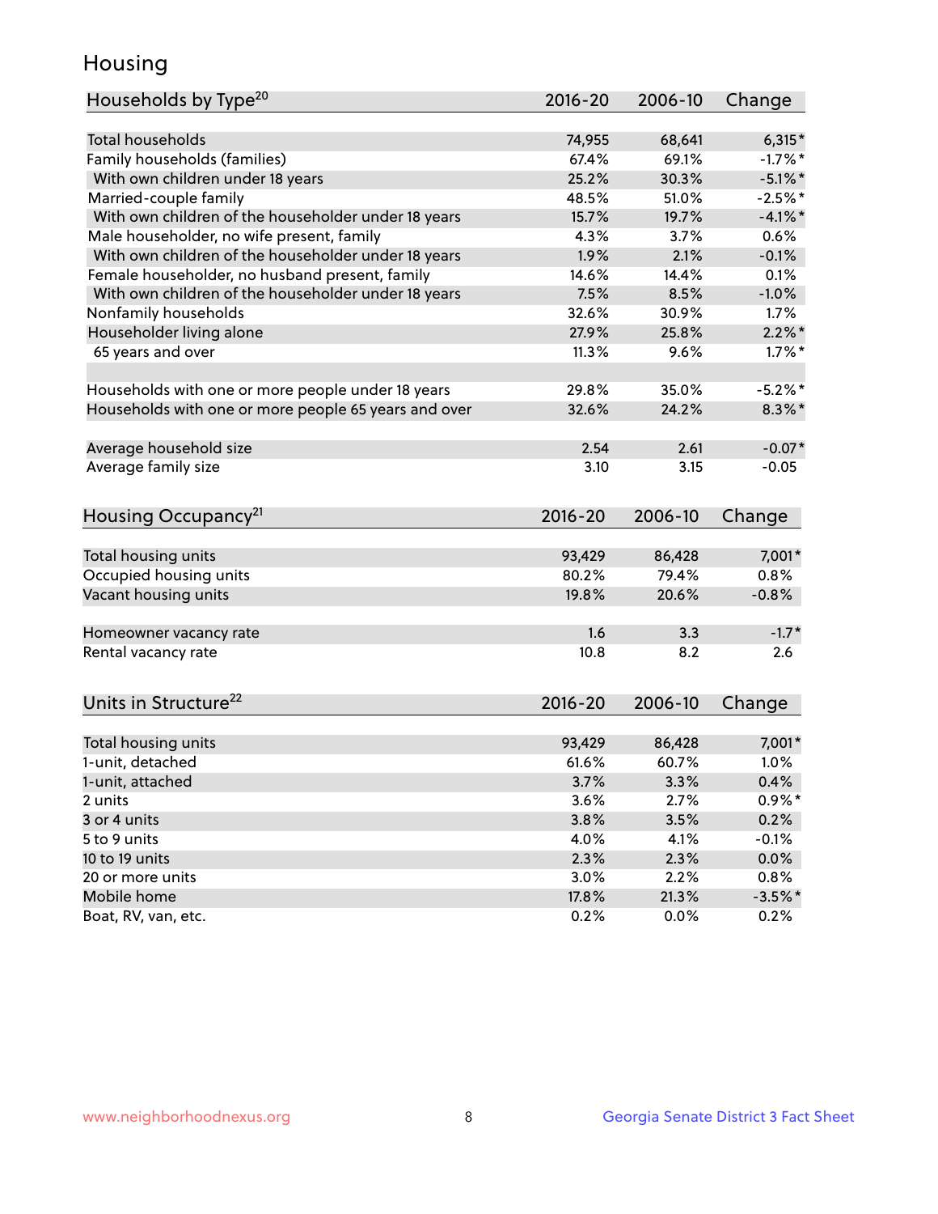# Housing

| Households by Type[20] | 2016-20 | 2006-10 | Change |
|---|---|---|---|
| Total households | 74,955 | 68,641 | 6,315* |
| Family households (families) | 67.4% | 69.1% | -1.7%* |
| With own children under 18 years | 25.2% | 30.3% | -5.1%* |
| Married-couple family | 48.5% | 51.0% | -2.5%* |
| With own children of the householder under 18 years | 15.7% | 19.7% | -4.1%* |
| Male householder, no wife present, family | 4.3% | 3.7% | 0.6% |
| With own children of the householder under 18 years | 1.9% | 2.1% | -0.1% |
| Female householder, no husband present, family | 14.6% | 14.4% | 0.1% |
| With own children of the householder under 18 years | 7.5% | 8.5% | -1.0% |
| Nonfamily households | 32.6% | 30.9% | 1.7% |
| Householder living alone | 27.9% | 25.8% | 2.2%* |
| 65 years and over | 11.3% | 9.6% | 1.7%* |
| | | | |
| Households with one or more people under 18 years | 29.8% | 35.0% | -5.2%* |
| Households with one or more people 65 years and over | 32.6% | 24.2% | 8.3%* |
| | | | |
| Average household size | 2.54 | 2.61 | -0.07* |
| Average family size | 3.10 | 3.15 | -0.05 |

| Housing Occupancy[21] | 2016-20 | 2006-10 | Change |
|---|---|---|---|
| Total housing units | 93,429 | 86,428 | 7,001* |
| Occupied housing units | 80.2% | 79.4% | 0.8% |
| Vacant housing units | 19.8% | 20.6% | -0.8% |
| | | | |
| Homeowner vacancy rate | 1.6 | 3.3 | -1.7* |
| Rental vacancy rate | 10.8 | 8.2 | 2.6 |

| Units in Structure[22] | 2016-20 | 2006-10 | Change |
|---|---|---|---|
| Total housing units | 93,429 | 86,428 | 7,001* |
| 1-unit, detached | 61.6% | 60.7% | 1.0% |
| 1-unit, attached | 3.7% | 3.3% | 0.4% |
| 2 units | 3.6% | 2.7% | 0.9%* |
| 3 or 4 units | 3.8% | 3.5% | 0.2% |
| 5 to 9 units | 4.0% | 4.1% | -0.1% |
| 10 to 19 units | 2.3% | 2.3% | 0.0% |
| 20 or more units | 3.0% | 2.2% | 0.8% |
| Mobile home | 17.8% | 21.3% | -3.5%* |
| Boat, RV, van, etc. | 0.2% | 0.0% | 0.2% |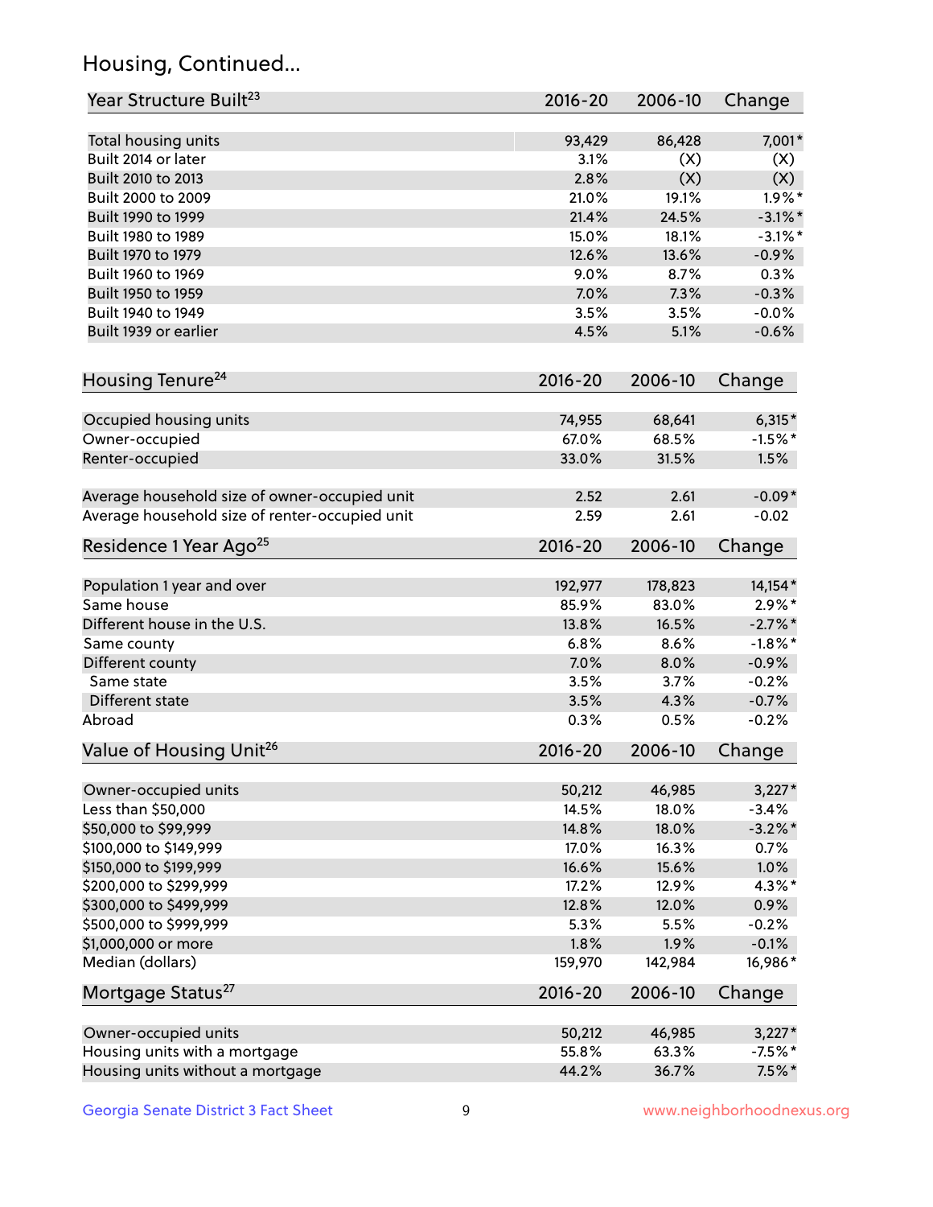## Housing, Continued...

| Year Structure Built[23] | 2016-20 | 2006-10 | Change |
|---|---|---|---|
| Total housing units | 93,429 | 86,428 | 7,001* |
| Built 2014 or later | 3.1% | (X) | (X) |
| Built 2010 to 2013 | 2.8% | (X) | (X) |
| Built 2000 to 2009 | 21.0% | 19.1% | 1.9%* |
| Built 1990 to 1999 | 21.4% | 24.5% | -3.1%* |
| Built 1980 to 1989 | 15.0% | 18.1% | -3.1%* |
| Built 1970 to 1979 | 12.6% | 13.6% | -0.9% |
| Built 1960 to 1969 | 9.0% | 8.7% | 0.3% |
| Built 1950 to 1959 | 7.0% | 7.3% | -0.3% |
| Built 1940 to 1949 | 3.5% | 3.5% | -0.0% |
| Built 1939 or earlier | 4.5% | 5.1% | -0.6% |

| Housing Tenure[24] | 2016-20 | 2006-10 | Change |
|---|---|---|---|
| Occupied housing units | 74,955 | 68,641 | 6,315* |
| Owner-occupied | 67.0% | 68.5% | -1.5%* |
| Renter-occupied | 33.0% | 31.5% | 1.5% |
| Average household size of owner-occupied unit | 2.52 | 2.61 | -0.09* |
| Average household size of renter-occupied unit | 2.59 | 2.61 | -0.02 |

| Residence 1 Year Ago[25] | 2016-20 | 2006-10 | Change |
|---|---|---|---|
| Population 1 year and over | 192,977 | 178,823 | 14,154* |
| Same house | 85.9% | 83.0% | 2.9%* |
| Different house in the U.S. | 13.8% | 16.5% | -2.7%* |
| Same county | 6.8% | 8.6% | -1.8%* |
| Different county | 7.0% | 8.0% | -0.9% |
| Same state | 3.5% | 3.7% | -0.2% |
| Different state | 3.5% | 4.3% | -0.7% |
| Abroad | 0.3% | 0.5% | -0.2% |

| Value of Housing Unit[26] | 2016-20 | 2006-10 | Change |
|---|---|---|---|
| Owner-occupied units | 50,212 | 46,985 | 3,227* |
| Less than $50,000 | 14.5% | 18.0% | -3.4% |
| $50,000 to $99,999 | 14.8% | 18.0% | -3.2%* |
| $100,000 to $149,999 | 17.0% | 16.3% | 0.7% |
| $150,000 to $199,999 | 16.6% | 15.6% | 1.0% |
| $200,000 to $299,999 | 17.2% | 12.9% | 4.3%* |
| $300,000 to $499,999 | 12.8% | 12.0% | 0.9% |
| $500,000 to $999,999 | 5.3% | 5.5% | -0.2% |
| $1,000,000 or more | 1.8% | 1.9% | -0.1% |
| Median (dollars) | 159,970 | 142,984 | 16,986* |

| Mortgage Status[27] | 2016-20 | 2006-10 | Change |
|---|---|---|---|
| Owner-occupied units | 50,212 | 46,985 | 3,227* |
| Housing units with a mortgage | 55.8% | 63.3% | -7.5%* |
| Housing units without a mortgage | 44.2% | 36.7% | 7.5%* |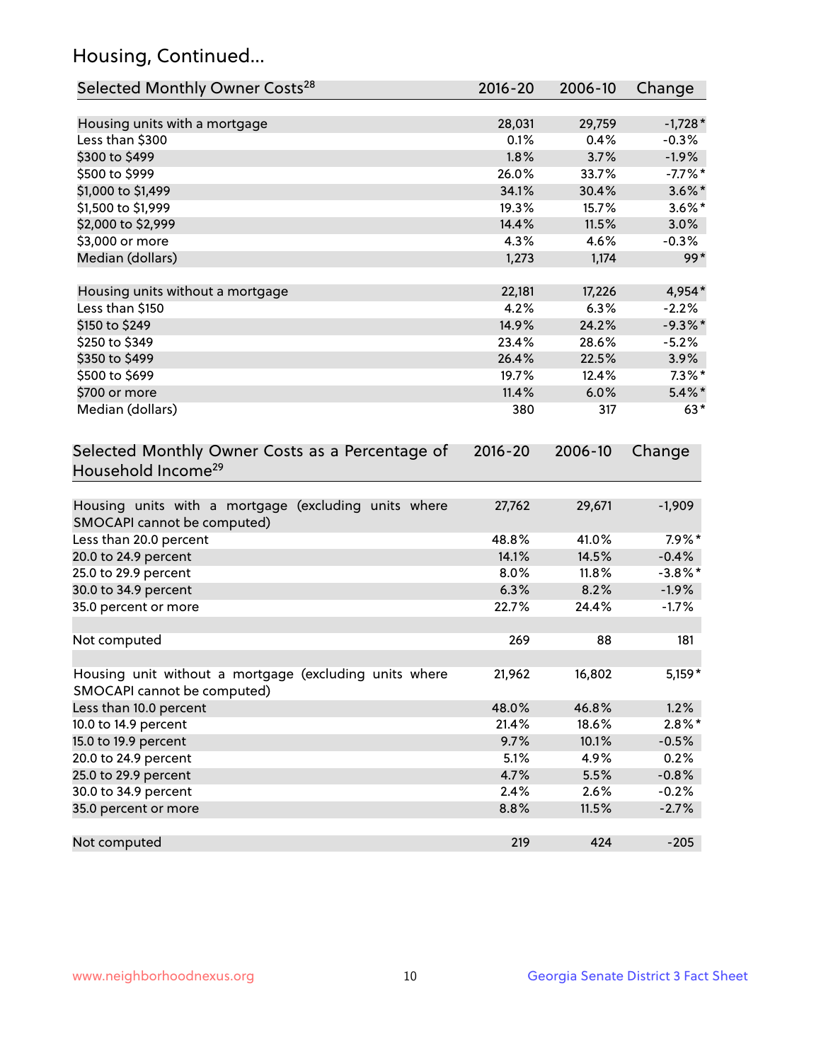## Housing, Continued...

| Selected Monthly Owner Costs[28] | 2016-20 | 2006-10 | Change |
|---|---|---|---|
| Housing units with a mortgage | 28,031 | 29,759 | -1,728* |
| Less than $300 | 0.1% | 0.4% | -0.3% |
| $300 to $499 | 1.8% | 3.7% | -1.9% |
| $500 to $999 | 26.0% | 33.7% | -7.7%* |
| $1,000 to $1,499 | 34.1% | 30.4% | 3.6%* |
| $1,500 to $1,999 | 19.3% | 15.7% | 3.6%* |
| $2,000 to $2,999 | 14.4% | 11.5% | 3.0% |
| $3,000 or more | 4.3% | 4.6% | -0.3% |
| Median (dollars) | 1,273 | 1,174 | 99* |
| | | | |
| Housing units without a mortgage | 22,181 | 17,226 | 4,954* |
| Less than $150 | 4.2% | 6.3% | -2.2% |
| $150 to $249 | 14.9% | 24.2% | -9.3%* |
| $250 to $349 | 23.4% | 28.6% | -5.2% |
| $350 to $499 | 26.4% | 22.5% | 3.9% |
| $500 to $699 | 19.7% | 12.4% | 7.3%* |
| $700 or more | 11.4% | 6.0% | 5.4%* |
| Median (dollars) | 380 | 317 | 63* |

| Selected Monthly Owner Costs as a Percentage of Household Income[29] | 2016-20 | 2006-10 | Change |
|---|---|---|---|
| Housing units with a mortgage (excluding units where SMOCAPI cannot be computed) | 27,762 | 29,671 | -1,909 |
| Less than 20.0 percent | 48.8% | 41.0% | 7.9%* |
| 20.0 to 24.9 percent | 14.1% | 14.5% | -0.4% |
| 25.0 to 29.9 percent | 8.0% | 11.8% | -3.8%* |
| 30.0 to 34.9 percent | 6.3% | 8.2% | -1.9% |
| 35.0 percent or more | 22.7% | 24.4% | -1.7% |
| | | | |
| Not computed | 269 | 88 | 181 |
| | | | |
| Housing unit without a mortgage (excluding units where SMOCAPI cannot be computed) | 21,962 | 16,802 | 5,159* |
| Less than 10.0 percent | 48.0% | 46.8% | 1.2% |
| 10.0 to 14.9 percent | 21.4% | 18.6% | 2.8%* |
| 15.0 to 19.9 percent | 9.7% | 10.1% | -0.5% |
| 20.0 to 24.9 percent | 5.1% | 4.9% | 0.2% |
| 25.0 to 29.9 percent | 4.7% | 5.5% | -0.8% |
| 30.0 to 34.9 percent | 2.4% | 2.6% | -0.2% |
| 35.0 percent or more | 8.8% | 11.5% | -2.7% |
| | | | |
| Not computed | 219 | 424 | -205 |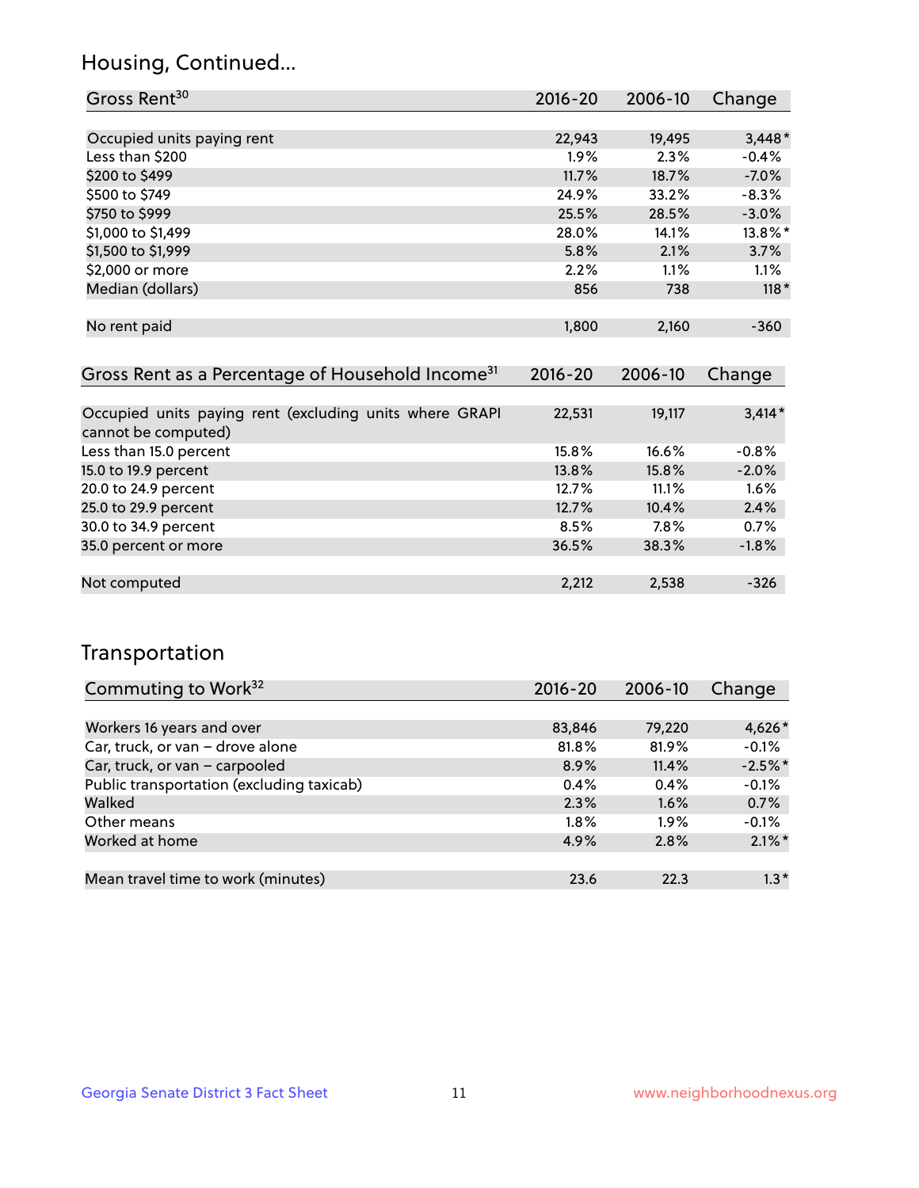## Housing, Continued...

| Gross Rent[30] | 2016-20 | 2006-10 | Change |
|---|---|---|---|
| Occupied units paying rent | 22,943 | 19,495 | 3,448* |
| Less than $200 | 1.9% | 2.3% | -0.4% |
| $200 to $499 | 11.7% | 18.7% | -7.0% |
| $500 to $749 | 24.9% | 33.2% | -8.3% |
| $750 to $999 | 25.5% | 28.5% | -3.0% |
| $1,000 to $1,499 | 28.0% | 14.1% | 13.8%* |
| $1,500 to $1,999 | 5.8% | 2.1% | 3.7% |
| $2,000 or more | 2.2% | 1.1% | 1.1% |
| Median (dollars) | 856 | 738 | 118* |
| No rent paid | 1,800 | 2,160 | -360 |

| Gross Rent as a Percentage of Household Income[31] | 2016-20 | 2006-10 | Change |
|---|---|---|---|
| Occupied units paying rent (excluding units where GRAPI cannot be computed) | 22,531 | 19,117 | 3,414* |
| Less than 15.0 percent | 15.8% | 16.6% | -0.8% |
| 15.0 to 19.9 percent | 13.8% | 15.8% | -2.0% |
| 20.0 to 24.9 percent | 12.7% | 11.1% | 1.6% |
| 25.0 to 29.9 percent | 12.7% | 10.4% | 2.4% |
| 30.0 to 34.9 percent | 8.5% | 7.8% | 0.7% |
| 35.0 percent or more | 36.5% | 38.3% | -1.8% |
| Not computed | 2,212 | 2,538 | -326 |

## Transportation

| Commuting to Work[32] | 2016-20 | 2006-10 | Change |
|---|---|---|---|
| Workers 16 years and over | 83,846 | 79,220 | 4,626* |
| Car, truck, or van – drove alone | 81.8% | 81.9% | -0.1% |
| Car, truck, or van – carpooled | 8.9% | 11.4% | -2.5%* |
| Public transportation (excluding taxicab) | 0.4% | 0.4% | -0.1% |
| Walked | 2.3% | 1.6% | 0.7% |
| Other means | 1.8% | 1.9% | -0.1% |
| Worked at home | 4.9% | 2.8% | 2.1%* |
| Mean travel time to work (minutes) | 23.6 | 22.3 | 1.3* |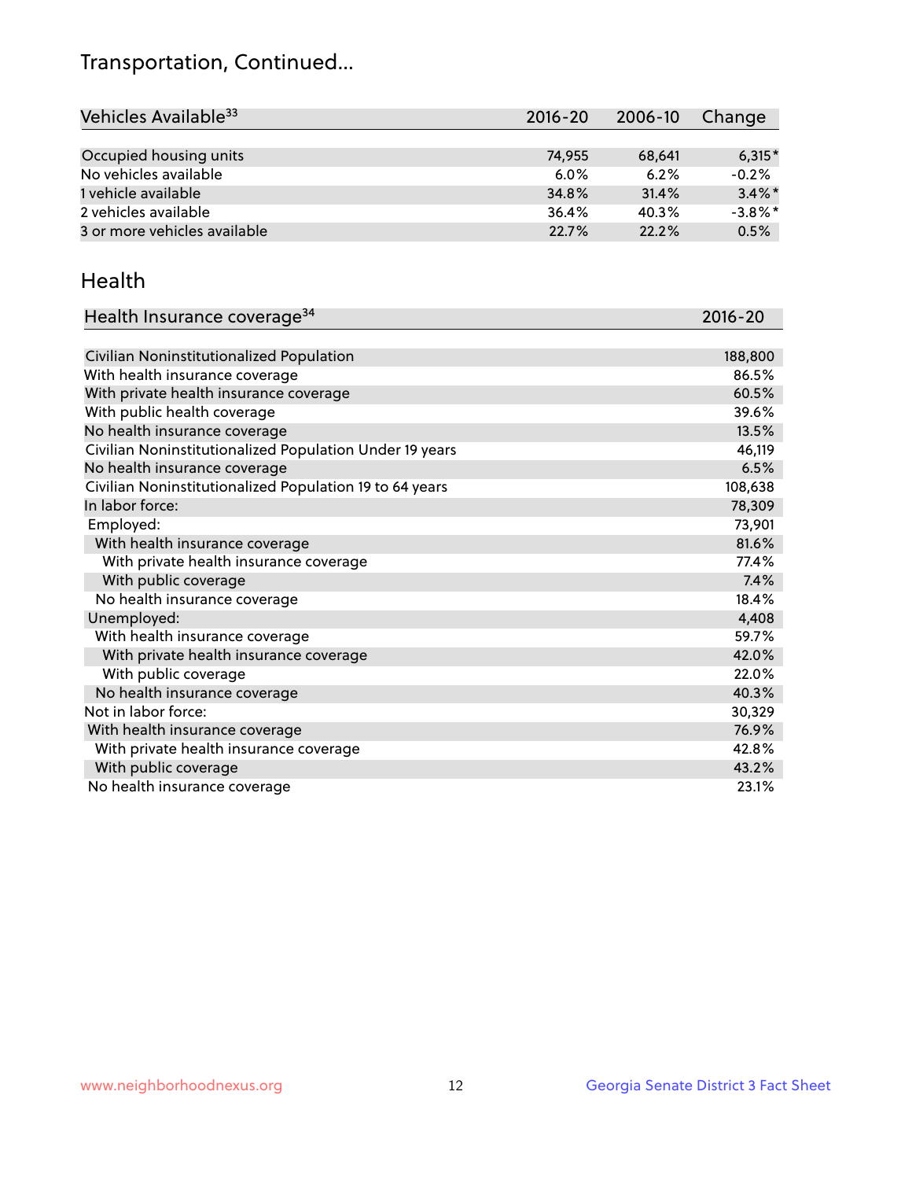# Transportation, Continued...

| Vehicles Available[33] | 2016-20 | 2006-10 | Change |
|---|---|---|---|
| Occupied housing units | 74,955 | 68,641 | 6,315* |
| No vehicles available | 6.0% | 6.2% | -0.2% |
| 1 vehicle available | 34.8% | 31.4% | 3.4%* |
| 2 vehicles available | 36.4% | 40.3% | -3.8%* |
| 3 or more vehicles available | 22.7% | 22.2% | 0.5% |

## Health

| Health Insurance coverage[34] | 2016-20 |
|---|---|
| Civilian Noninstitutionalized Population | 188,800 |
| With health insurance coverage | 86.5% |
| With private health insurance coverage | 60.5% |
| With public health coverage | 39.6% |
| No health insurance coverage | 13.5% |
| Civilian Noninstitutionalized Population Under 19 years | 46,119 |
| No health insurance coverage | 6.5% |
| Civilian Noninstitutionalized Population 19 to 64 years | 108,638 |
| In labor force: | 78,309 |
| Employed: | 73,901 |
| With health insurance coverage | 81.6% |
| With private health insurance coverage | 77.4% |
| With public coverage | 7.4% |
| No health insurance coverage | 18.4% |
| Unemployed: | 4,408 |
| With health insurance coverage | 59.7% |
| With private health insurance coverage | 42.0% |
| With public coverage | 22.0% |
| No health insurance coverage | 40.3% |
| Not in labor force: | 30,329 |
| With health insurance coverage | 76.9% |
| With private health insurance coverage | 42.8% |
| With public coverage | 43.2% |
| No health insurance coverage | 23.1% |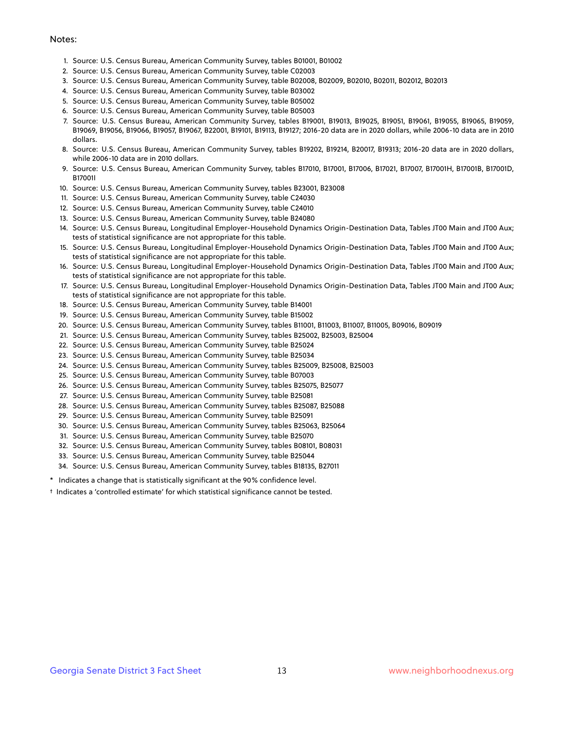Notes:

1. Source: U.S. Census Bureau, American Community Survey, tables B01001, B01002
2. Source: U.S. Census Bureau, American Community Survey, table C02003
3. Source: U.S. Census Bureau, American Community Survey, table B02008, B02009, B02010, B02011, B02012, B02013
4. Source: U.S. Census Bureau, American Community Survey, table B03002
5. Source: U.S. Census Bureau, American Community Survey, table B05002
6. Source: U.S. Census Bureau, American Community Survey, table B05003
7. Source: U.S. Census Bureau, American Community Survey, tables B19001, B19013, B19025, B19051, B19061, B19055, B19065, B19059, B19069, B19056, B19066, B19057, B19067, B22001, B19101, B19113, B19127; 2016-20 data are in 2020 dollars, while 2006-10 data are in 2010 dollars.
8. Source: U.S. Census Bureau, American Community Survey, tables B19202, B19214, B20017, B19313; 2016-20 data are in 2020 dollars, while 2006-10 data are in 2010 dollars.
9. Source: U.S. Census Bureau, American Community Survey, tables B17010, B17001, B17006, B17021, B17007, B17001H, B17001B, B17001D, B17001I
10. Source: U.S. Census Bureau, American Community Survey, tables B23001, B23008
11. Source: U.S. Census Bureau, American Community Survey, table C24030
12. Source: U.S. Census Bureau, American Community Survey, table C24010
13. Source: U.S. Census Bureau, American Community Survey, table B24080
14. Source: U.S. Census Bureau, Longitudinal Employer-Household Dynamics Origin-Destination Data, Tables JT00 Main and JT00 Aux; tests of statistical significance are not appropriate for this table.
15. Source: U.S. Census Bureau, Longitudinal Employer-Household Dynamics Origin-Destination Data, Tables JT00 Main and JT00 Aux; tests of statistical significance are not appropriate for this table.
16. Source: U.S. Census Bureau, Longitudinal Employer-Household Dynamics Origin-Destination Data, Tables JT00 Main and JT00 Aux; tests of statistical significance are not appropriate for this table.
17. Source: U.S. Census Bureau, Longitudinal Employer-Household Dynamics Origin-Destination Data, Tables JT00 Main and JT00 Aux; tests of statistical significance are not appropriate for this table.
18. Source: U.S. Census Bureau, American Community Survey, table B14001
19. Source: U.S. Census Bureau, American Community Survey, table B15002
20. Source: U.S. Census Bureau, American Community Survey, tables B11001, B11003, B11007, B11005, B09016, B09019
21. Source: U.S. Census Bureau, American Community Survey, tables B25002, B25003, B25004
22. Source: U.S. Census Bureau, American Community Survey, table B25024
23. Source: U.S. Census Bureau, American Community Survey, table B25034
24. Source: U.S. Census Bureau, American Community Survey, tables B25009, B25008, B25003
25. Source: U.S. Census Bureau, American Community Survey, table B07003
26. Source: U.S. Census Bureau, American Community Survey, tables B25075, B25077
27. Source: U.S. Census Bureau, American Community Survey, table B25081
28. Source: U.S. Census Bureau, American Community Survey, tables B25087, B25088
29. Source: U.S. Census Bureau, American Community Survey, table B25091
30. Source: U.S. Census Bureau, American Community Survey, tables B25063, B25064
31. Source: U.S. Census Bureau, American Community Survey, table B25070
32. Source: U.S. Census Bureau, American Community Survey, tables B08101, B08031
33. Source: U.S. Census Bureau, American Community Survey, table B25044
34. Source: U.S. Census Bureau, American Community Survey, tables B18135, B27011

\* Indicates a change that is statistically significant at the 90% confidence level.

† Indicates a 'controlled estimate' for which statistical significance cannot be tested.